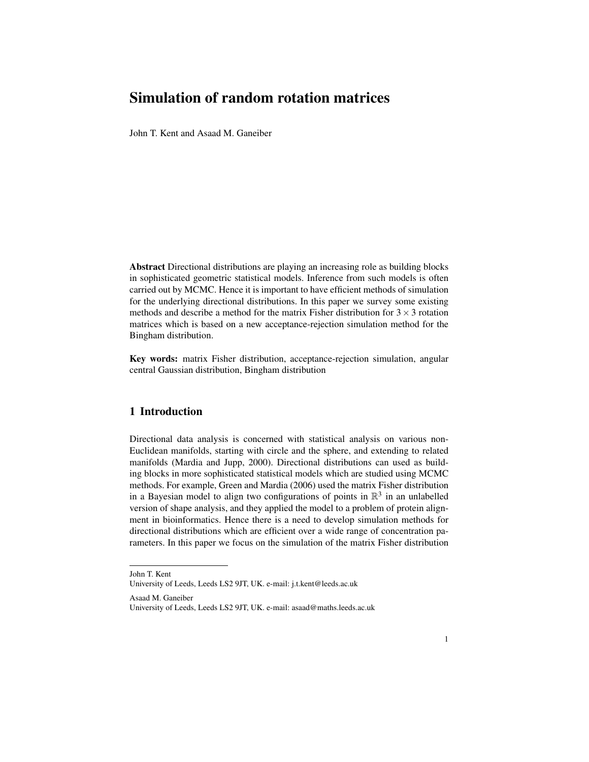# Simulation of random rotation matrices

John T. Kent and Asaad M. Ganeiber

**Abstract** Directional distributions are playing an increasing role as building blocks in sophisticated geometric statistical models. Inference from such models is often carried out by MCMC. Hence it is important to have efficient methods of simulation for the underlying directional distributions. In this paper we survey some existing methods and describe a method for the matrix Fisher distribution for $3 \times 3$ rotation matrices which is based on a new acceptance-rejection simulation method for the Bingham distribution.

**Key words:** matrix Fisher distribution, acceptance-rejection simulation, angular central Gaussian distribution, Bingham distribution

## 1 Introduction

Directional data analysis is concerned with statistical analysis on various non-Euclidean manifolds, starting with circle and the sphere, and extending to related manifolds (Mardia and Jupp, 2000). Directional distributions can used as building blocks in more sophisticated statistical models which are studied using MCMC methods. For example, Green and Mardia (2006) used the matrix Fisher distribution in a Bayesian model to align two configurations of points in $\mathbb{R}^3$ in an unlabelled version of shape analysis, and they applied the model to a problem of protein alignment in bioinformatics. Hence there is a need to develop simulation methods for directional distributions which are efficient over a wide range of concentration parameters. In this paper we focus on the simulation of the matrix Fisher distribution

---

John T. Kent
University of Leeds, Leeds LS2 9JT, UK. e-mail: j.t.kent@leeds.ac.uk

Asaad M. Ganeiber
University of Leeds, Leeds LS2 9JT, UK. e-mail: asaad@maths.leeds.ac.uk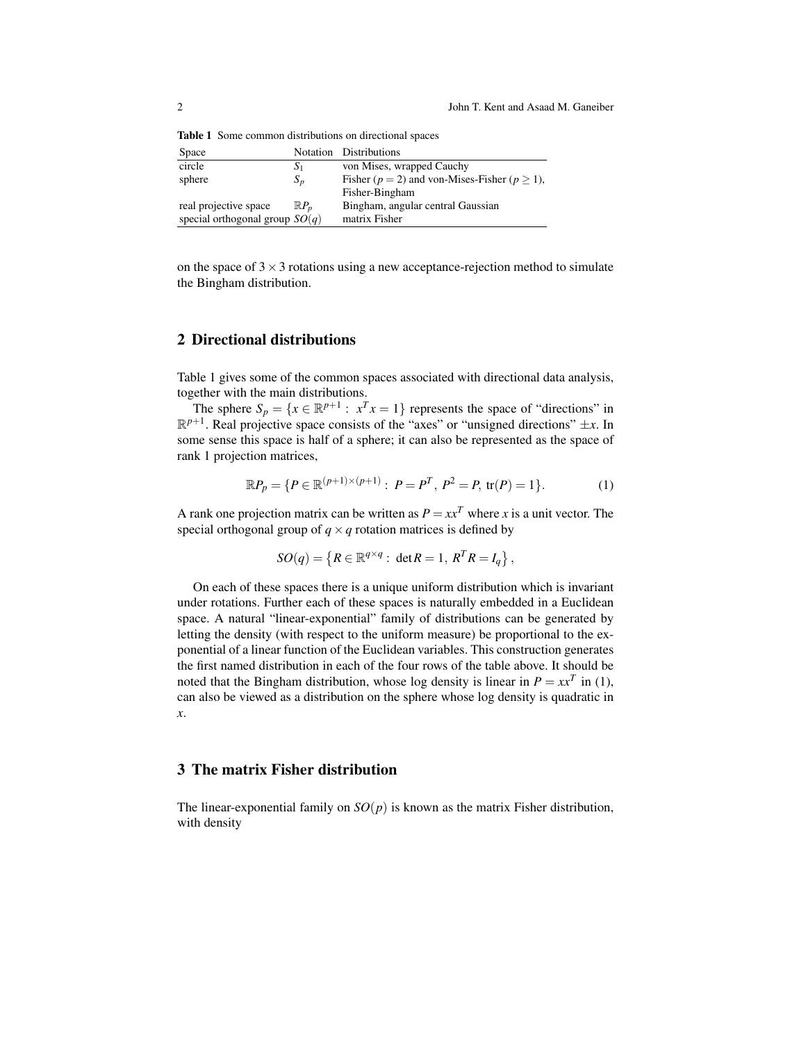Table 1 Some common distributions on directional spaces

| Space | Notation | Distributions |
| --- | --- | --- |
| circle | $S_1$ | von Mises, wrapped Cauchy |
| sphere | $S_p$ | Fisher ($p = 2$) and von-Mises-Fisher ($p \geq 1$), Fisher-Bingham |
| real projective space | $\mathbb{R}P_p$ | Bingham, angular central Gaussian |
| special orthogonal group | $SO(q)$ | matrix Fisher |

on the space of $3 \times 3$ rotations using a new acceptance-rejection method to simulate the Bingham distribution.

## 2 Directional distributions

Table 1 gives some of the common spaces associated with directional data analysis, together with the main distributions.

The sphere $S_p = \{x \in \mathbb{R}^{p+1} : \; x^T x = 1\}$ represents the space of "directions" in $\mathbb{R}^{p+1}$. Real projective space consists of the "axes" or "unsigned directions" $\pm x$. In some sense this space is half of a sphere; it can also be represented as the space of rank 1 projection matrices,

$$\mathbb{R}P_p = \{P \in \mathbb{R}^{(p+1)\times(p+1)} : \; P = P^T, \; P^2 = P, \; \mathrm{tr}(P) = 1\}. \tag{1}$$

A rank one projection matrix can be written as $P = xx^T$ where $x$ is a unit vector. The special orthogonal group of $q \times q$ rotation matrices is defined by

$$SO(q) = \left\{R \in \mathbb{R}^{q\times q} : \; \det R = 1, \; R^T R = I_q\right\},$$

On each of these spaces there is a unique uniform distribution which is invariant under rotations. Further each of these spaces is naturally embedded in a Euclidean space. A natural "linear-exponential" family of distributions can be generated by letting the density (with respect to the uniform measure) be proportional to the exponential of a linear function of the Euclidean variables. This construction generates the first named distribution in each of the four rows of the table above. It should be noted that the Bingham distribution, whose log density is linear in $P = xx^T$ in (1), can also be viewed as a distribution on the sphere whose log density is quadratic in $x$.

## 3 The matrix Fisher distribution

The linear-exponential family on $SO(p)$ is known as the matrix Fisher distribution, with density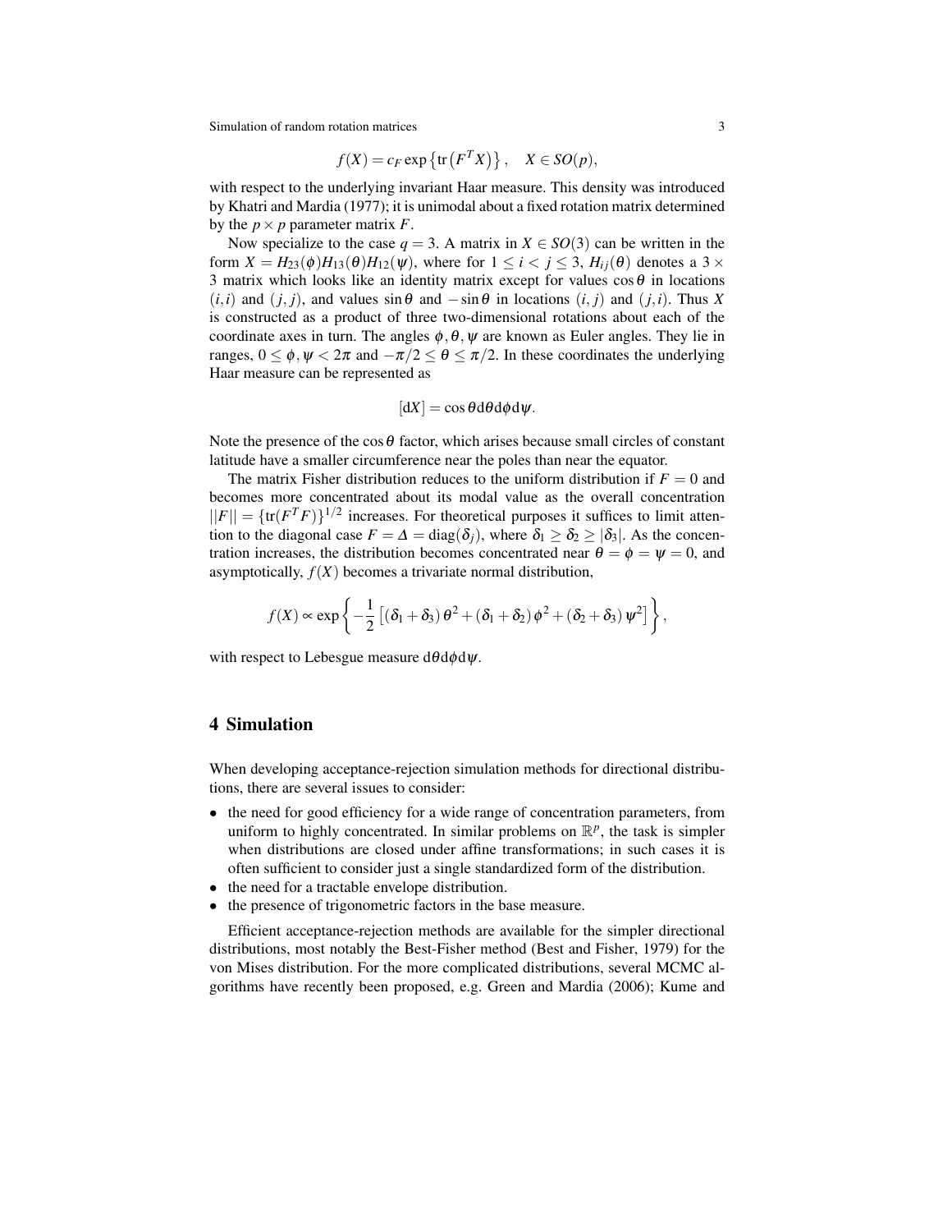$$f(X) = c_F \exp\left\{\text{tr}\left(F^T X\right)\right\}, \quad X \in SO(p),$$

with respect to the underlying invariant Haar measure. This density was introduced by Khatri and Mardia (1977); it is unimodal about a fixed rotation matrix determined by the $p \times p$ parameter matrix $F$.

Now specialize to the case $q = 3$. A matrix in $X \in SO(3)$ can be written in the form $X = H_{23}(\phi)H_{13}(\theta)H_{12}(\psi)$, where for $1 \leq i < j \leq 3$, $H_{ij}(\theta)$ denotes a $3 \times 3$ matrix which looks like an identity matrix except for values $\cos\theta$ in locations $(i,i)$ and $(j,j)$, and values $\sin\theta$ and $-\sin\theta$ in locations $(i,j)$ and $(j,i)$. Thus $X$ is constructed as a product of three two-dimensional rotations about each of the coordinate axes in turn. The angles $\phi, \theta, \psi$ are known as Euler angles. They lie in ranges, $0 \leq \phi, \psi < 2\pi$ and $-\pi/2 \leq \theta \leq \pi/2$. In these coordinates the underlying Haar measure can be represented as

$$[\mathrm{d}X] = \cos\theta \mathrm{d}\theta \mathrm{d}\phi \mathrm{d}\psi.$$

Note the presence of the $\cos\theta$ factor, which arises because small circles of constant latitude have a smaller circumference near the poles than near the equator.

The matrix Fisher distribution reduces to the uniform distribution if $F = 0$ and becomes more concentrated about its modal value as the overall concentration $||F|| = \{\text{tr}(F^T F)\}^{1/2}$ increases. For theoretical purposes it suffices to limit attention to the diagonal case $F = \Delta = \text{diag}(\delta_j)$, where $\delta_1 \geq \delta_2 \geq |\delta_3|$. As the concentration increases, the distribution becomes concentrated near $\theta = \phi = \psi = 0$, and asymptotically, $f(X)$ becomes a trivariate normal distribution,

$$f(X) \propto \exp\left\{-\frac{1}{2}\left[(\delta_1 + \delta_3)\theta^2 + (\delta_1 + \delta_2)\phi^2 + (\delta_2 + \delta_3)\psi^2\right]\right\},$$

with respect to Lebesgue measure $\mathrm{d}\theta \mathrm{d}\phi \mathrm{d}\psi$.

## 4 Simulation

When developing acceptance-rejection simulation methods for directional distributions, there are several issues to consider:

- the need for good efficiency for a wide range of concentration parameters, from uniform to highly concentrated. In similar problems on $\mathbb{R}^p$, the task is simpler when distributions are closed under affine transformations; in such cases it is often sufficient to consider just a single standardized form of the distribution.
- the need for a tractable envelope distribution.
- the presence of trigonometric factors in the base measure.

Efficient acceptance-rejection methods are available for the simpler directional distributions, most notably the Best-Fisher method (Best and Fisher, 1979) for the von Mises distribution. For the more complicated distributions, several MCMC algorithms have recently been proposed, e.g. Green and Mardia (2006); Kume and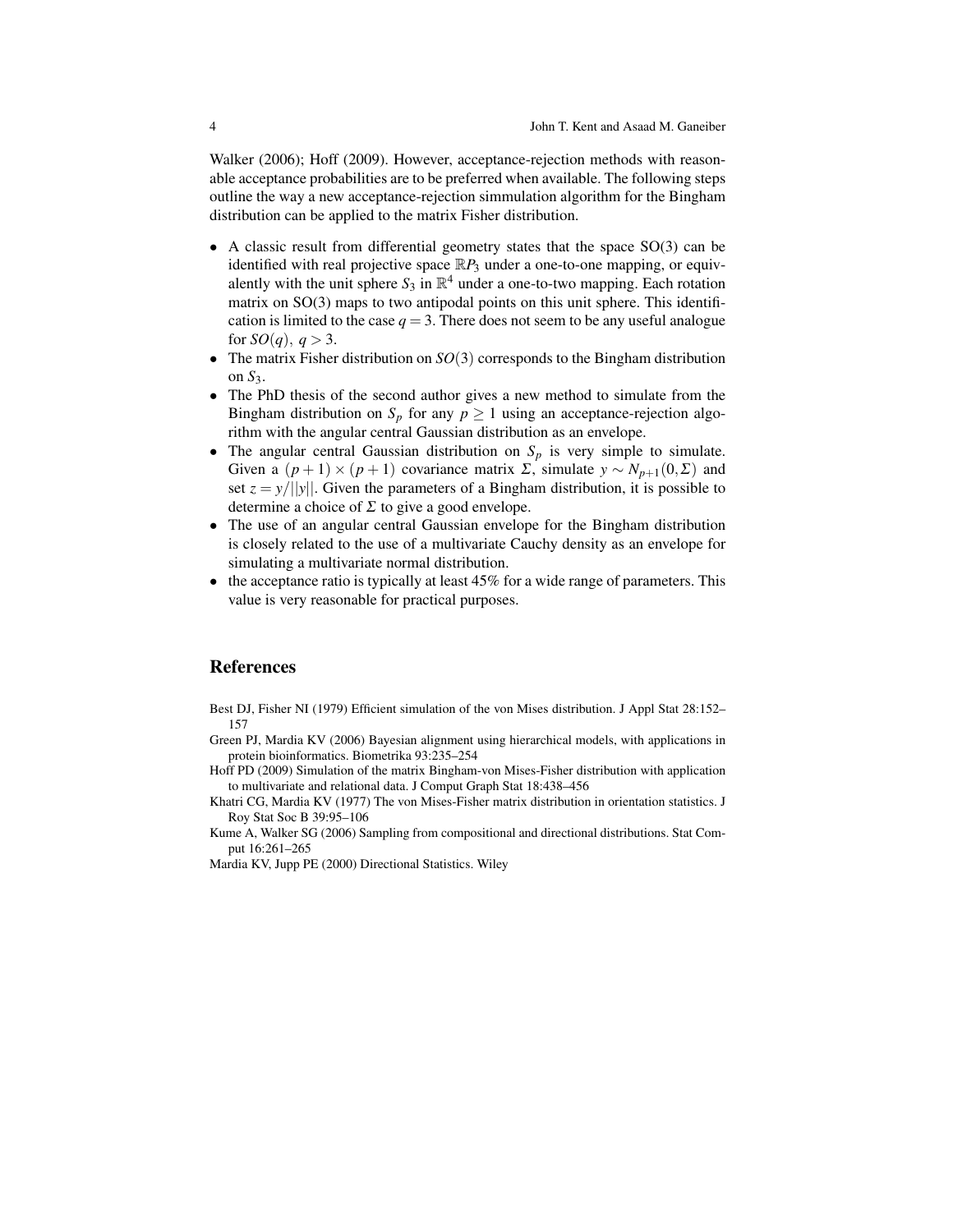Walker (2006); Hoff (2009). However, acceptance-rejection methods with reasonable acceptance probabilities are to be preferred when available. The following steps outline the way a new acceptance-rejection simmulation algorithm for the Bingham distribution can be applied to the matrix Fisher distribution.

- A classic result from differential geometry states that the space SO(3) can be identified with real projective space $\mathbb{R}P_3$ under a one-to-one mapping, or equivalently with the unit sphere $S_3$ in $\mathbb{R}^4$ under a one-to-two mapping. Each rotation matrix on SO(3) maps to two antipodal points on this unit sphere. This identification is limited to the case $q = 3$. There does not seem to be any useful analogue for $SO(q),\ q > 3$.
- The matrix Fisher distribution on $SO(3)$ corresponds to the Bingham distribution on $S_3$.
- The PhD thesis of the second author gives a new method to simulate from the Bingham distribution on $S_p$ for any $p \geq 1$ using an acceptance-rejection algorithm with the angular central Gaussian distribution as an envelope.
- The angular central Gaussian distribution on $S_p$ is very simple to simulate. Given a $(p+1) \times (p+1)$ covariance matrix $\Sigma$, simulate $y \sim N_{p+1}(0, \Sigma)$ and set $z = y/||y||$. Given the parameters of a Bingham distribution, it is possible to determine a choice of $\Sigma$ to give a good envelope.
- The use of an angular central Gaussian envelope for the Bingham distribution is closely related to the use of a multivariate Cauchy density as an envelope for simulating a multivariate normal distribution.
- the acceptance ratio is typically at least 45% for a wide range of parameters. This value is very reasonable for practical purposes.

## References

Best DJ, Fisher NI (1979) Efficient simulation of the von Mises distribution. J Appl Stat 28:152–157

Green PJ, Mardia KV (2006) Bayesian alignment using hierarchical models, with applications in protein bioinformatics. Biometrika 93:235–254

Hoff PD (2009) Simulation of the matrix Bingham-von Mises-Fisher distribution with application to multivariate and relational data. J Comput Graph Stat 18:438–456

Khatri CG, Mardia KV (1977) The von Mises-Fisher matrix distribution in orientation statistics. J Roy Stat Soc B 39:95–106

Kume A, Walker SG (2006) Sampling from compositional and directional distributions. Stat Comput 16:261–265

Mardia KV, Jupp PE (2000) Directional Statistics. Wiley